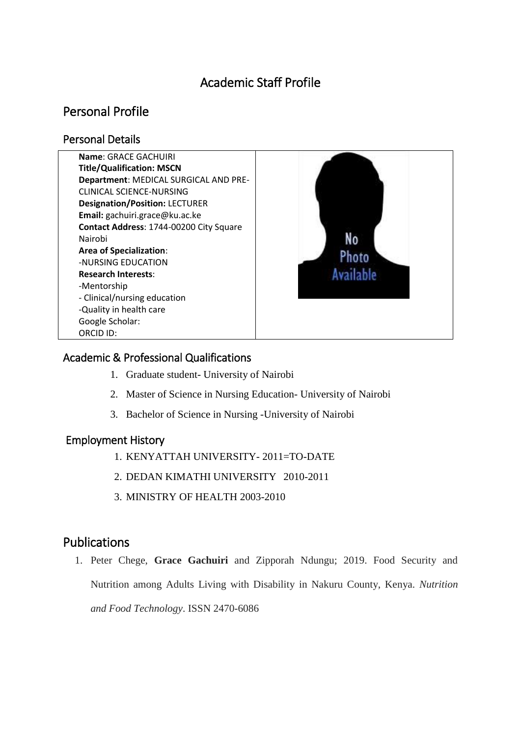# Academic Staff Profile

## Personal Profile

### Personal Details

**Name**: GRACE GACHUIRI
**Title/Qualification: MSCN**
**Department**: MEDICAL SURGICAL AND PRE-CLINICAL SCIENCE-NURSING
**Designation/Position:** LECTURER
**Email:** gachuiri.grace@ku.ac.ke
**Contact Address**: 1744-00200 City Square Nairobi
**Area of Specialization**:
-NURSING EDUCATION
**Research Interests**:
-Mentorship
- Clinical/nursing education
-Quality in health care
Google Scholar:
ORCID ID:

### Academic & Professional Qualifications

1. Graduate student- University of Nairobi
2. Master of Science in Nursing Education- University of Nairobi
3. Bachelor of Science in Nursing -University of Nairobi

### Employment History

1. KENYATTAH UNIVERSITY- 2011=TO-DATE
2. DEDAN KIMATHI UNIVERSITY 2010-2011
3. MINISTRY OF HEALTH 2003-2010

## Publications

1. Peter Chege, **Grace Gachuiri** and Zipporah Ndungu; 2019. Food Security and Nutrition among Adults Living with Disability in Nakuru County, Kenya. *Nutrition and Food Technology*. ISSN 2470-6086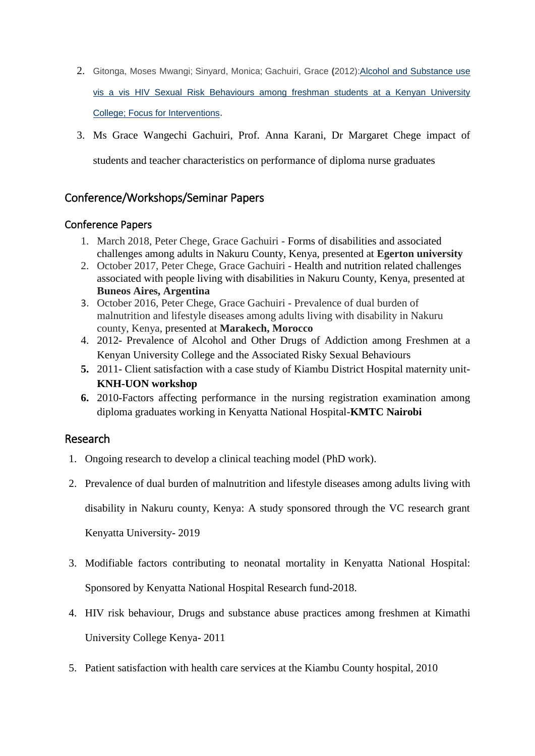2. Gitonga, Moses Mwangi; Sinyard, Monica; Gachuiri, Grace **(**2012):Alcohol and Substance use vis a vis HIV Sexual Risk Behaviours among freshman students at a Kenyan University College; Focus for Interventions.
3. Ms Grace Wangechi Gachuiri, Prof. Anna Karani, Dr Margaret Chege impact of students and teacher characteristics on performance of diploma nurse graduates

## Conference/Workshops/Seminar Papers

### Conference Papers

1. March 2018, Peter Chege, Grace Gachuiri - Forms of disabilities and associated challenges among adults in Nakuru County, Kenya, presented at **Egerton university**
2. October 2017, Peter Chege, Grace Gachuiri - Health and nutrition related challenges associated with people living with disabilities in Nakuru County, Kenya, presented at **Buneos Aires, Argentina**
3. October 2016, Peter Chege, Grace Gachuiri - Prevalence of dual burden of malnutrition and lifestyle diseases among adults living with disability in Nakuru county, Kenya, presented at **Marakech, Morocco**
4. 2012- Prevalence of Alcohol and Other Drugs of Addiction among Freshmen at a Kenyan University College and the Associated Risky Sexual Behaviours
5. 2011- Client satisfaction with a case study of Kiambu District Hospital maternity unit-**KNH-UON workshop**
6. 2010-Factors affecting performance in the nursing registration examination among diploma graduates working in Kenyatta National Hospital-**KMTC Nairobi**

## Research

1. Ongoing research to develop a clinical teaching model (PhD work).
2. Prevalence of dual burden of malnutrition and lifestyle diseases among adults living with disability in Nakuru county, Kenya: A study sponsored through the VC research grant Kenyatta University- 2019
3. Modifiable factors contributing to neonatal mortality in Kenyatta National Hospital: Sponsored by Kenyatta National Hospital Research fund-2018.
4. HIV risk behaviour, Drugs and substance abuse practices among freshmen at Kimathi University College Kenya- 2011
5. Patient satisfaction with health care services at the Kiambu County hospital, 2010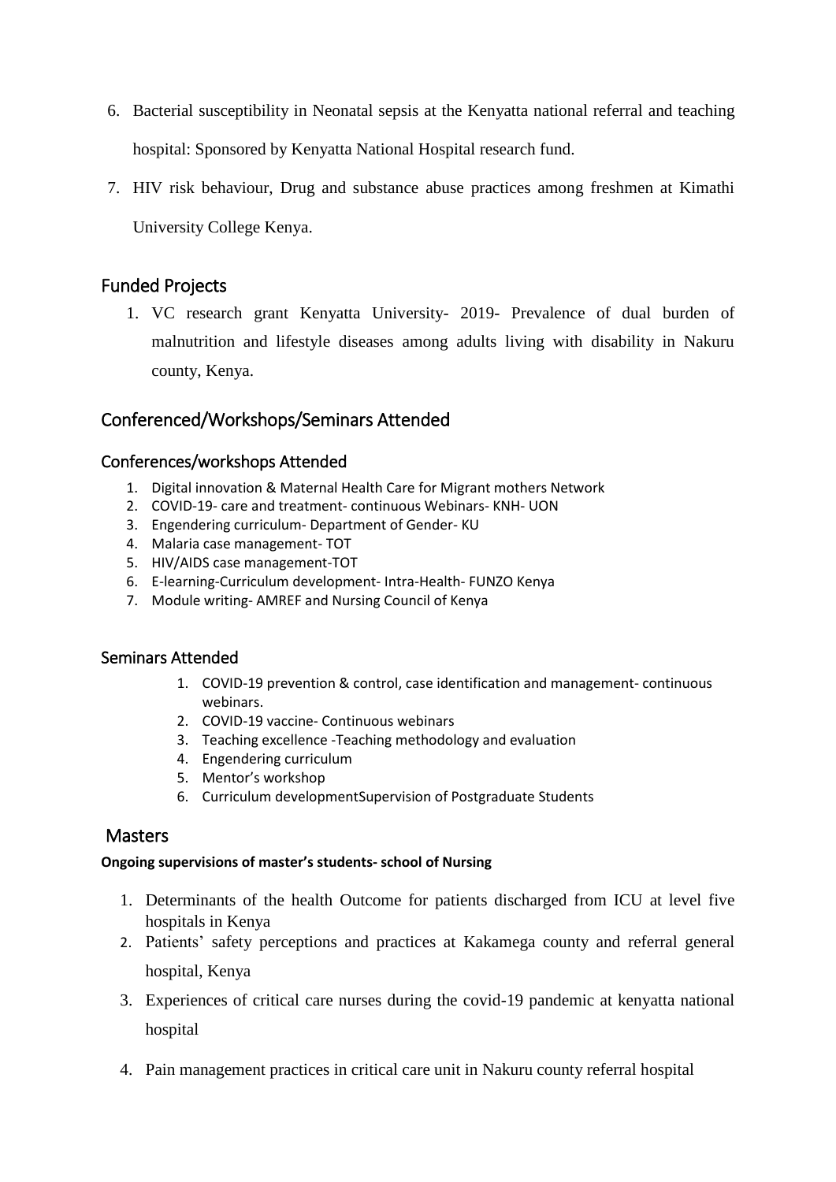6. Bacterial susceptibility in Neonatal sepsis at the Kenyatta national referral and teaching hospital: Sponsored by Kenyatta National Hospital research fund.
7. HIV risk behaviour, Drug and substance abuse practices among freshmen at Kimathi University College Kenya.

## Funded Projects

1. VC research grant Kenyatta University- 2019- Prevalence of dual burden of malnutrition and lifestyle diseases among adults living with disability in Nakuru county, Kenya.

## Conferenced/Workshops/Seminars Attended

### Conferences/workshops Attended

1. Digital innovation & Maternal Health Care for Migrant mothers Network
2. COVID-19- care and treatment- continuous Webinars- KNH- UON
3. Engendering curriculum- Department of Gender- KU
4. Malaria case management- TOT
5. HIV/AIDS case management-TOT
6. E-learning-Curriculum development- Intra-Health- FUNZO Kenya
7. Module writing- AMREF and Nursing Council of Kenya

### Seminars Attended

1. COVID-19 prevention & control, case identification and management- continuous webinars.
2. COVID-19 vaccine- Continuous webinars
3. Teaching excellence -Teaching methodology and evaluation
4. Engendering curriculum
5. Mentor's workshop
6. Curriculum developmentSupervision of Postgraduate Students

## Masters

**Ongoing supervisions of master's students- school of Nursing**

1. Determinants of the health Outcome for patients discharged from ICU at level five hospitals in Kenya
2. Patients' safety perceptions and practices at Kakamega county and referral general hospital, Kenya
3. Experiences of critical care nurses during the covid-19 pandemic at kenyatta national hospital
4. Pain management practices in critical care unit in Nakuru county referral hospital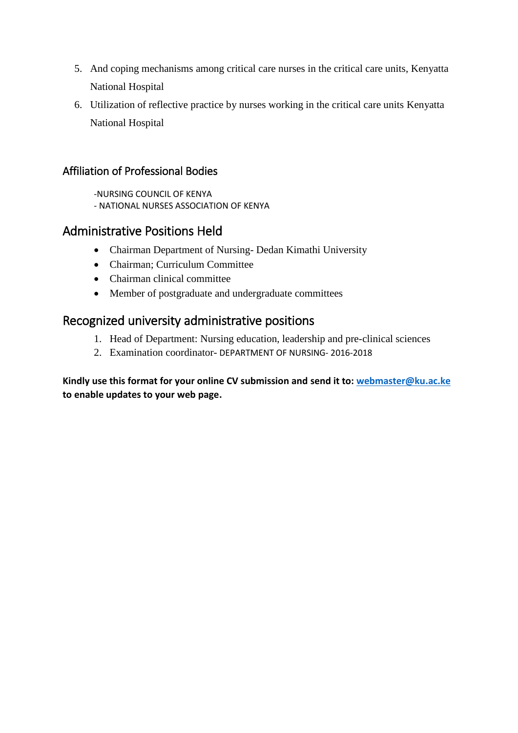5. And coping mechanisms among critical care nurses in the critical care units, Kenyatta National Hospital
6. Utilization of reflective practice by nurses working in the critical care units Kenyatta National Hospital

### Affiliation of Professional Bodies

-NURSING COUNCIL OF KENYA
- NATIONAL NURSES ASSOCIATION OF KENYA

## Administrative Positions Held

- Chairman Department of Nursing- Dedan Kimathi University
- Chairman; Curriculum Committee
- Chairman clinical committee
- Member of postgraduate and undergraduate committees

## Recognized university administrative positions

1. Head of Department: Nursing education, leadership and pre-clinical sciences
2. Examination coordinator- DEPARTMENT OF NURSING- 2016-2018

**Kindly use this format for your online CV submission and send it to: webmaster@ku.ac.ke to enable updates to your web page.**